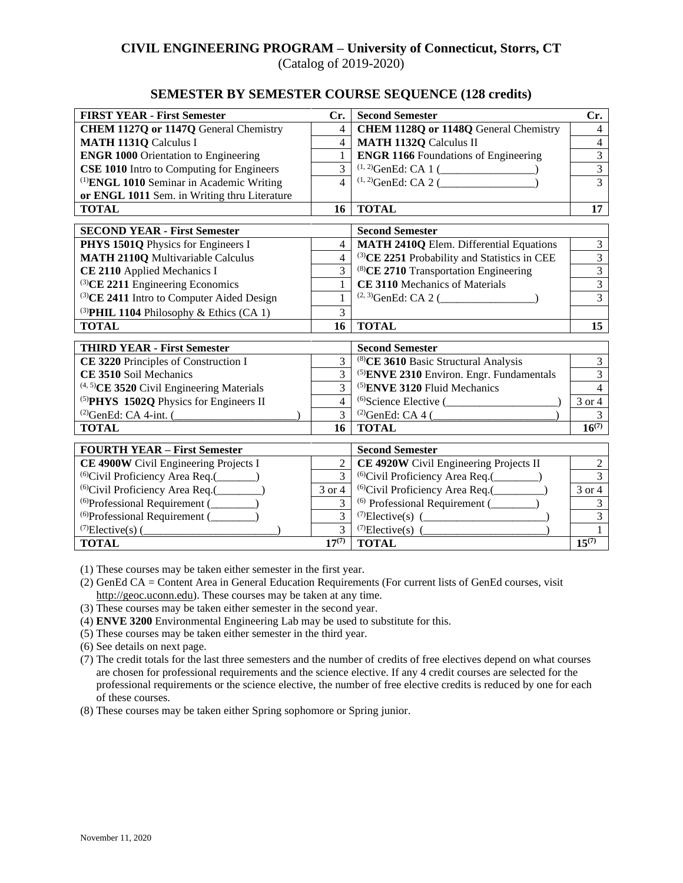# CIVIL ENGINEERING PROGRAM – University of Connecticut, Storrs, CT

(Catalog of 2019-2020)

## SEMESTER BY SEMESTER COURSE SEQUENCE (128 credits)

| **FIRST YEAR - First Semester** | **Cr.** | **Second Semester** | **Cr.** |
|---|---|---|---|
| **CHEM 1127Q or 1147Q** General Chemistry | 4 | **CHEM 1128Q or 1148Q** General Chemistry | 4 |
| **MATH 1131Q** Calculus I | 4 | **MATH 1132Q** Calculus II | 4 |
| **ENGR 1000** Orientation to Engineering | 1 | **ENGR 1166** Foundations of Engineering | 3 |
| **CSE 1010** Intro to Computing for Engineers | 3 | (1, 2)GenEd: CA 1 (_________________) | 3 |
| (1)**ENGL 1010** Seminar in Academic Writing **or ENGL 1011** Sem. in Writing thru Literature | 4 | (1, 2)GenEd: CA 2 (_________________) | 3 |
| **TOTAL** | **16** | **TOTAL** | **17** |

| **SECOND YEAR - First Semester** | | **Second Semester** | |
|---|---|---|---|
| **PHYS 1501Q** Physics for Engineers I | 4 | **MATH 2410Q** Elem. Differential Equations | 3 |
| **MATH 2110Q** Multivariable Calculus | 4 | (3)**CE 2251** Probability and Statistics in CEE | 3 |
| **CE 2110** Applied Mechanics I | 3 | (8)**CE 2710** Transportation Engineering | 3 |
| (3)**CE 2211** Engineering Economics | 1 | **CE 3110** Mechanics of Materials | 3 |
| (3)**CE 2411** Intro to Computer Aided Design | 1 | (2, 3)GenEd: CA 2 (_________________) | 3 |
| (3)**PHIL 1104** Philosophy & Ethics (CA 1) | 3 | | |
| **TOTAL** | **16** | **TOTAL** | **15** |

| **THIRD YEAR - First Semester** | | **Second Semester** | |
|---|---|---|---|
| **CE 3220** Principles of Construction I | 3 | (8)**CE 3610** Basic Structural Analysis | 3 |
| **CE 3510** Soil Mechanics | 3 | (5)**ENVE 2310** Environ. Engr. Fundamentals | 3 |
| (4, 5)**CE 3520** Civil Engineering Materials | 3 | (5)**ENVE 3120** Fluid Mechanics | 4 |
| (5)**PHYS 1502Q** Physics for Engineers II | 4 | (6)Science Elective (____________________) | 3 or 4 |
| (2)GenEd: CA 4-int. (______________________) | 3 | (2)GenEd: CA 4 (______________________) | 3 |
| **TOTAL** | **16** | **TOTAL** | **16(7)** |

| **FOURTH YEAR – First Semester** | | **Second Semester** | |
|---|---|---|---|
| **CE 4900W** Civil Engineering Projects I | 2 | **CE 4920W** Civil Engineering Projects II | 2 |
| (6)Civil Proficiency Area Req.(_______) | 3 | (6)Civil Proficiency Area Req.(________) | 3 |
| (6)Civil Proficiency Area Req.(________) | 3 or 4 | (6)Civil Proficiency Area Req.(_________) | 3 or 4 |
| (6)Professional Requirement (________) | 3 | (6) Professional Requirement (________) | 3 |
| (6)Professional Requirement (________) | 3 | (7)Elective(s) (______________________) | 3 |
| (7)Elective(s) (________________________) | 3 | (7)Elective(s) (______________________) | 1 |
| **TOTAL** | **17(7)** | **TOTAL** | **15(7)** |

(1) These courses may be taken either semester in the first year.
(2) GenEd CA = Content Area in General Education Requirements (For current lists of GenEd courses, visit http://geoc.uconn.edu). These courses may be taken at any time.
(3) These courses may be taken either semester in the second year.
(4) **ENVE 3200** Environmental Engineering Lab may be used to substitute for this.
(5) These courses may be taken either semester in the third year.
(6) See details on next page.
(7) The credit totals for the last three semesters and the number of credits of free electives depend on what courses are chosen for professional requirements and the science elective. If any 4 credit courses are selected for the professional requirements or the science elective, the number of free elective credits is reduced by one for each of these courses.
(8) These courses may be taken either Spring sophomore or Spring junior.

November 11, 2020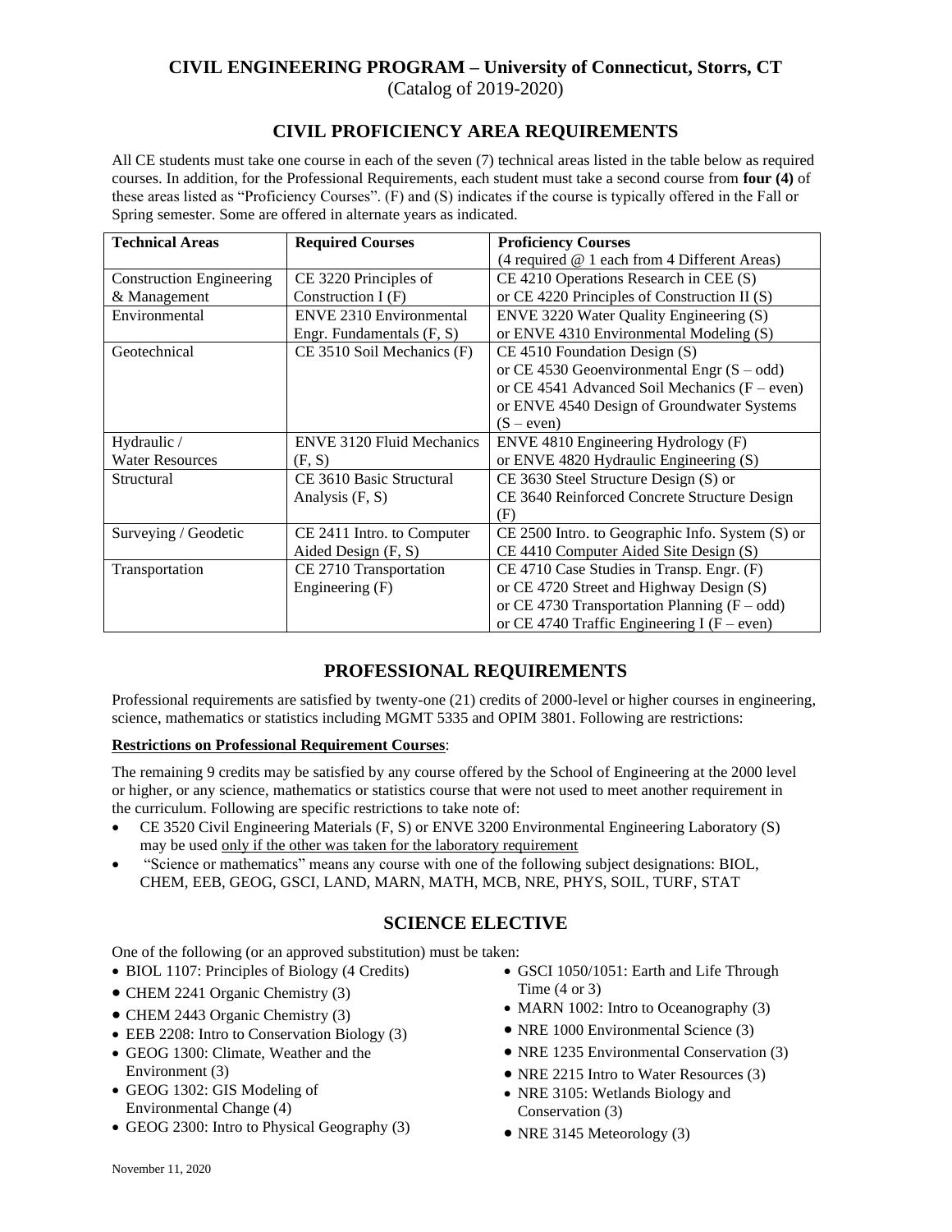# CIVIL ENGINEERING PROGRAM – University of Connecticut, Storrs, CT

(Catalog of 2019-2020)

## CIVIL PROFICIENCY AREA REQUIREMENTS

All CE students must take one course in each of the seven (7) technical areas listed in the table below as required courses. In addition, for the Professional Requirements, each student must take a second course from **four (4)** of these areas listed as "Proficiency Courses". (F) and (S) indicates if the course is typically offered in the Fall or Spring semester. Some are offered in alternate years as indicated.

| **Technical Areas** | **Required Courses** | **Proficiency Courses** (4 required @ 1 each from 4 Different Areas) |
|---|---|---|
| Construction Engineering & Management | CE 3220 Principles of Construction I (F) | CE 4210 Operations Research in CEE (S) or CE 4220 Principles of Construction II (S) |
| Environmental | ENVE 2310 Environmental Engr. Fundamentals (F, S) | ENVE 3220 Water Quality Engineering (S) or ENVE 4310 Environmental Modeling (S) |
| Geotechnical | CE 3510 Soil Mechanics (F) | CE 4510 Foundation Design (S) or CE 4530 Geoenvironmental Engr (S – odd) or CE 4541 Advanced Soil Mechanics (F – even) or ENVE 4540 Design of Groundwater Systems (S – even) |
| Hydraulic / Water Resources | ENVE 3120 Fluid Mechanics (F, S) | ENVE 4810 Engineering Hydrology (F) or ENVE 4820 Hydraulic Engineering (S) |
| Structural | CE 3610 Basic Structural Analysis (F, S) | CE 3630 Steel Structure Design (S) or CE 3640 Reinforced Concrete Structure Design (F) |
| Surveying / Geodetic | CE 2411 Intro. to Computer Aided Design (F, S) | CE 2500 Intro. to Geographic Info. System (S) or CE 4410 Computer Aided Site Design (S) |
| Transportation | CE 2710 Transportation Engineering (F) | CE 4710 Case Studies in Transp. Engr. (F) or CE 4720 Street and Highway Design (S) or CE 4730 Transportation Planning (F – odd) or CE 4740 Traffic Engineering I (F – even) |

## PROFESSIONAL REQUIREMENTS

Professional requirements are satisfied by twenty-one (21) credits of 2000-level or higher courses in engineering, science, mathematics or statistics including MGMT 5335 and OPIM 3801. Following are restrictions:

**Restrictions on Professional Requirement Courses**:

The remaining 9 credits may be satisfied by any course offered by the School of Engineering at the 2000 level or higher, or any science, mathematics or statistics course that were not used to meet another requirement in the curriculum. Following are specific restrictions to take note of:

- CE 3520 Civil Engineering Materials (F, S) or ENVE 3200 Environmental Engineering Laboratory (S) may be used only if the other was taken for the laboratory requirement
- "Science or mathematics" means any course with one of the following subject designations: BIOL, CHEM, EEB, GEOG, GSCI, LAND, MARN, MATH, MCB, NRE, PHYS, SOIL, TURF, STAT

## SCIENCE ELECTIVE

One of the following (or an approved substitution) must be taken:

- BIOL 1107: Principles of Biology (4 Credits)
- CHEM 2241 Organic Chemistry (3)
- CHEM 2443 Organic Chemistry (3)
- EEB 2208: Intro to Conservation Biology (3)
- GEOG 1300: Climate, Weather and the Environment (3)
- GEOG 1302: GIS Modeling of Environmental Change (4)
- GEOG 2300: Intro to Physical Geography (3)
- GSCI 1050/1051: Earth and Life Through Time (4 or 3)
- MARN 1002: Intro to Oceanography (3)
- NRE 1000 Environmental Science (3)
- NRE 1235 Environmental Conservation (3)
- NRE 2215 Intro to Water Resources (3)
- NRE 3105: Wetlands Biology and Conservation (3)
- NRE 3145 Meteorology (3)

November 11, 2020